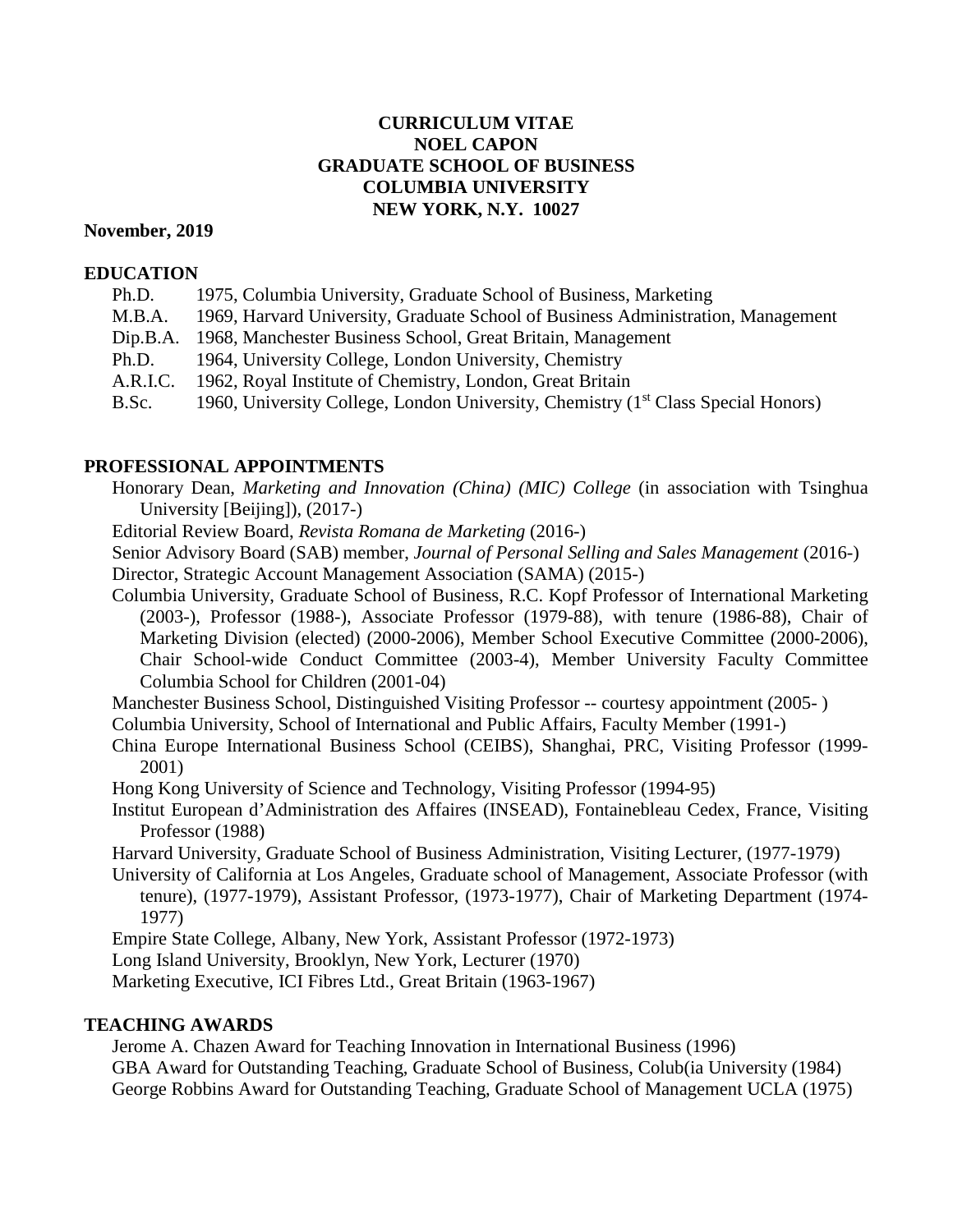# CURRICULUM VITAE
# NOEL CAPON
# GRADUATE SCHOOL OF BUSINESS
# COLUMBIA UNIVERSITY
# NEW YORK, N.Y. 10027

**November, 2019**

## EDUCATION

- Ph.D. 1975, Columbia University, Graduate School of Business, Marketing
- M.B.A. 1969, Harvard University, Graduate School of Business Administration, Management
- Dip.B.A. 1968, Manchester Business School, Great Britain, Management
- Ph.D. 1964, University College, London University, Chemistry
- A.R.I.C. 1962, Royal Institute of Chemistry, London, Great Britain
- B.Sc. 1960, University College, London University, Chemistry (1st Class Special Honors)

## PROFESSIONAL APPOINTMENTS

Honorary Dean, *Marketing and Innovation (China) (MIC) College* (in association with Tsinghua University [Beijing]), (2017-)

Editorial Review Board, *Revista Romana de Marketing* (2016-)

Senior Advisory Board (SAB) member, *Journal of Personal Selling and Sales Management* (2016-)

Director, Strategic Account Management Association (SAMA) (2015-)

Columbia University, Graduate School of Business, R.C. Kopf Professor of International Marketing (2003-), Professor (1988-), Associate Professor (1979-88), with tenure (1986-88), Chair of Marketing Division (elected) (2000-2006), Member School Executive Committee (2000-2006), Chair School-wide Conduct Committee (2003-4), Member University Faculty Committee Columbia School for Children (2001-04)

Manchester Business School, Distinguished Visiting Professor -- courtesy appointment (2005- )

Columbia University, School of International and Public Affairs, Faculty Member (1991-)

China Europe International Business School (CEIBS), Shanghai, PRC, Visiting Professor (1999-2001)

Hong Kong University of Science and Technology, Visiting Professor (1994-95)

Institut European d'Administration des Affaires (INSEAD), Fontainebleau Cedex, France, Visiting Professor (1988)

Harvard University, Graduate School of Business Administration, Visiting Lecturer, (1977-1979)

University of California at Los Angeles, Graduate school of Management, Associate Professor (with tenure), (1977-1979), Assistant Professor, (1973-1977), Chair of Marketing Department (1974-1977)

Empire State College, Albany, New York, Assistant Professor (1972-1973)

Long Island University, Brooklyn, New York, Lecturer (1970)

Marketing Executive, ICI Fibres Ltd., Great Britain (1963-1967)

## TEACHING AWARDS

Jerome A. Chazen Award for Teaching Innovation in International Business (1996)

GBA Award for Outstanding Teaching, Graduate School of Business, Colub(ia University (1984)

George Robbins Award for Outstanding Teaching, Graduate School of Management UCLA (1975)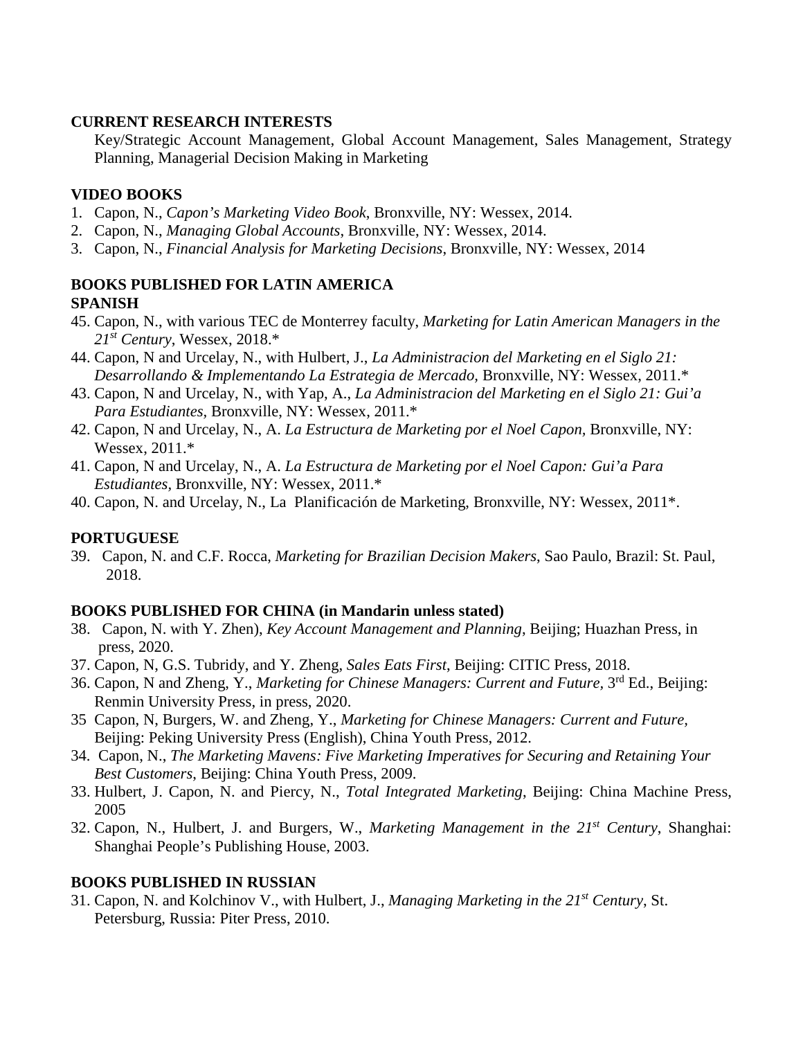**CURRENT RESEARCH INTERESTS**

Key/Strategic Account Management, Global Account Management, Sales Management, Strategy Planning, Managerial Decision Making in Marketing

**VIDEO BOOKS**

1. Capon, N., *Capon's Marketing Video Book*, Bronxville, NY: Wessex, 2014.
2. Capon, N., *Managing Global Accounts*, Bronxville, NY: Wessex, 2014.
3. Capon, N., *Financial Analysis for Marketing Decisions*, Bronxville, NY: Wessex, 2014

**BOOKS PUBLISHED FOR LATIN AMERICA**

**SPANISH**

45. Capon, N., with various TEC de Monterrey faculty, *Marketing for Latin American Managers in the 21st Century*, Wessex, 2018.*
44. Capon, N and Urcelay, N., with Hulbert, J., *La Administracion del Marketing en el Siglo 21: Desarrollando & Implementando La Estrategia de Mercado,* Bronxville, NY: Wessex, 2011.*
43. Capon, N and Urcelay, N., with Yap, A., *La Administracion del Marketing en el Siglo 21: Gui'a Para Estudiantes,* Bronxville, NY: Wessex, 2011.*
42. Capon, N and Urcelay, N., A. *La Estructura de Marketing por el Noel Capon,* Bronxville, NY: Wessex, 2011.*
41. Capon, N and Urcelay, N., A. *La Estructura de Marketing por el Noel Capon: Gui'a Para Estudiantes,* Bronxville, NY: Wessex, 2011.*
40. Capon, N. and Urcelay, N., La Planificación de Marketing, Bronxville, NY: Wessex, 2011*.

**PORTUGUESE**

39. Capon, N. and C.F. Rocca, *Marketing for Brazilian Decision Makers*, Sao Paulo, Brazil: St. Paul, 2018.

**BOOKS PUBLISHED FOR CHINA (in Mandarin unless stated)**

38. Capon, N. with Y. Zhen), *Key Account Management and Planning*, Beijing; Huazhan Press, in press, 2020.
37. Capon, N, G.S. Tubridy, and Y. Zheng, *Sales Eats First*, Beijing: CITIC Press, 2018.
36. Capon, N and Zheng, Y., *Marketing for Chinese Managers: Current and Future,* 3rd Ed., Beijing: Renmin University Press, in press, 2020.
35. Capon, N, Burgers, W. and Zheng, Y., *Marketing for Chinese Managers: Current and Future,* Beijing: Peking University Press (English), China Youth Press, 2012.
34. Capon, N., *The Marketing Mavens: Five Marketing Imperatives for Securing and Retaining Your Best Customers*, Beijing: China Youth Press, 2009.
33. Hulbert, J. Capon, N. and Piercy, N., *Total Integrated Marketing*, Beijing: China Machine Press, 2005
32. Capon, N., Hulbert, J. and Burgers, W., *Marketing Management in the 21st Century*, Shanghai: Shanghai People's Publishing House, 2003.

**BOOKS PUBLISHED IN RUSSIAN**

31. Capon, N. and Kolchinov V., with Hulbert, J., *Managing Marketing in the 21st Century*, St. Petersburg, Russia: Piter Press, 2010.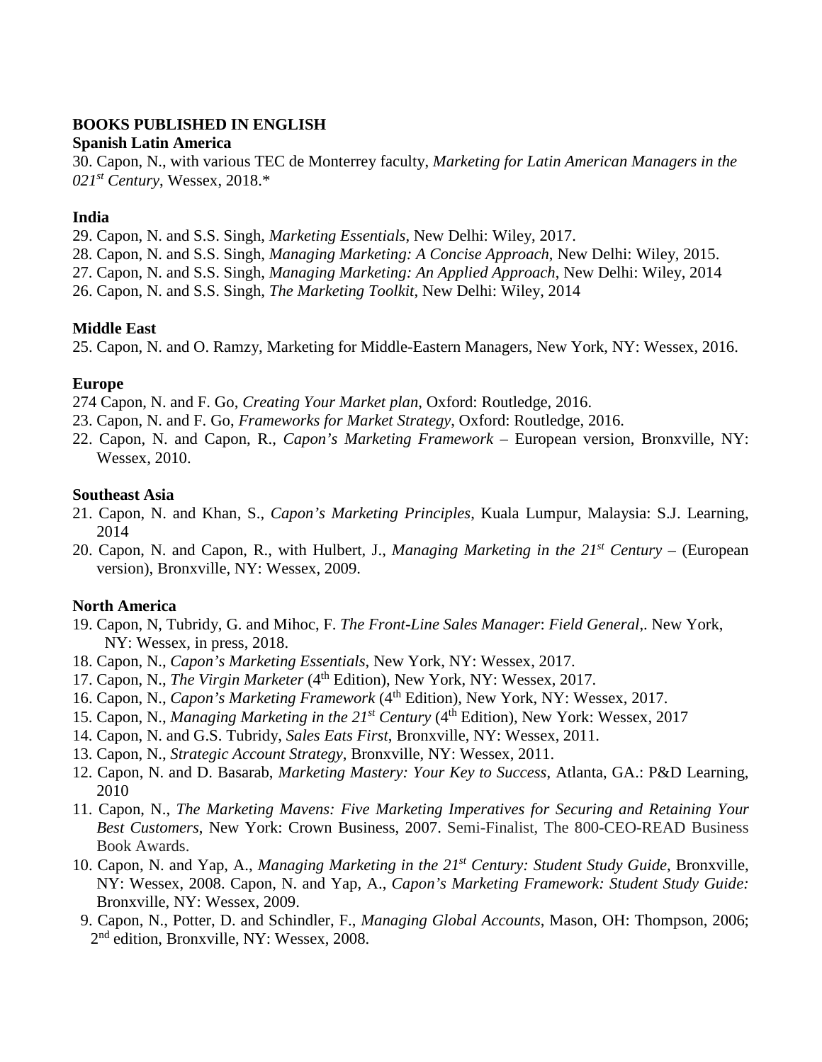**BOOKS PUBLISHED IN ENGLISH**

**Spanish Latin America**

30. Capon, N., with various TEC de Monterrey faculty, *Marketing for Latin American Managers in the 021st Century*, Wessex, 2018.*

**India**

29. Capon, N. and S.S. Singh, *Marketing Essentials*, New Delhi: Wiley, 2017.
28. Capon, N. and S.S. Singh, *Managing Marketing: A Concise Approach*, New Delhi: Wiley, 2015.
27. Capon, N. and S.S. Singh, *Managing Marketing: An Applied Approach*, New Delhi: Wiley, 2014
26. Capon, N. and S.S. Singh, *The Marketing Toolkit*, New Delhi: Wiley, 2014

**Middle East**

25. Capon, N. and O. Ramzy, Marketing for Middle-Eastern Managers, New York, NY: Wessex, 2016.

**Europe**

274 Capon, N. and F. Go, *Creating Your Market plan*, Oxford: Routledge, 2016.
23. Capon, N. and F. Go, *Frameworks for Market Strategy*, Oxford: Routledge, 2016.
22. Capon, N. and Capon, R., *Capon's Marketing Framework* – European version, Bronxville, NY: Wessex, 2010.

**Southeast Asia**

21. Capon, N. and Khan, S., *Capon's Marketing Principles*, Kuala Lumpur, Malaysia: S.J. Learning, 2014
20. Capon, N. and Capon, R., with Hulbert, J., *Managing Marketing in the 21st Century* – (European version), Bronxville, NY: Wessex, 2009.

**North America**

19. Capon, N, Tubridy, G. and Mihoc, F. *The Front-Line Sales Manager*: *Field General*,. New York, NY: Wessex, in press, 2018.
18. Capon, N., *Capon's Marketing Essentials*, New York, NY: Wessex, 2017.
17. Capon, N., *The Virgin Marketer* (4th Edition), New York, NY: Wessex, 2017.
16. Capon, N., *Capon's Marketing Framework* (4th Edition), New York, NY: Wessex, 2017.
15. Capon, N., *Managing Marketing in the 21st Century* (4th Edition), New York: Wessex, 2017
14. Capon, N. and G.S. Tubridy, *Sales Eats First*, Bronxville, NY: Wessex, 2011.
13. Capon, N., *Strategic Account Strategy*, Bronxville, NY: Wessex, 2011.
12. Capon, N. and D. Basarab, *Marketing Mastery: Your Key to Success*, Atlanta, GA.: P&D Learning, 2010
11. Capon, N., *The Marketing Mavens: Five Marketing Imperatives for Securing and Retaining Your Best Customers*, New York: Crown Business, 2007. Semi-Finalist, The 800-CEO-READ Business Book Awards.
10. Capon, N. and Yap, A., *Managing Marketing in the 21st Century: Student Study Guide*, Bronxville, NY: Wessex, 2008. Capon, N. and Yap, A., *Capon's Marketing Framework: Student Study Guide:* Bronxville, NY: Wessex, 2009.
9. Capon, N., Potter, D. and Schindler, F., *Managing Global Accounts*, Mason, OH: Thompson, 2006; 2nd edition, Bronxville, NY: Wessex, 2008.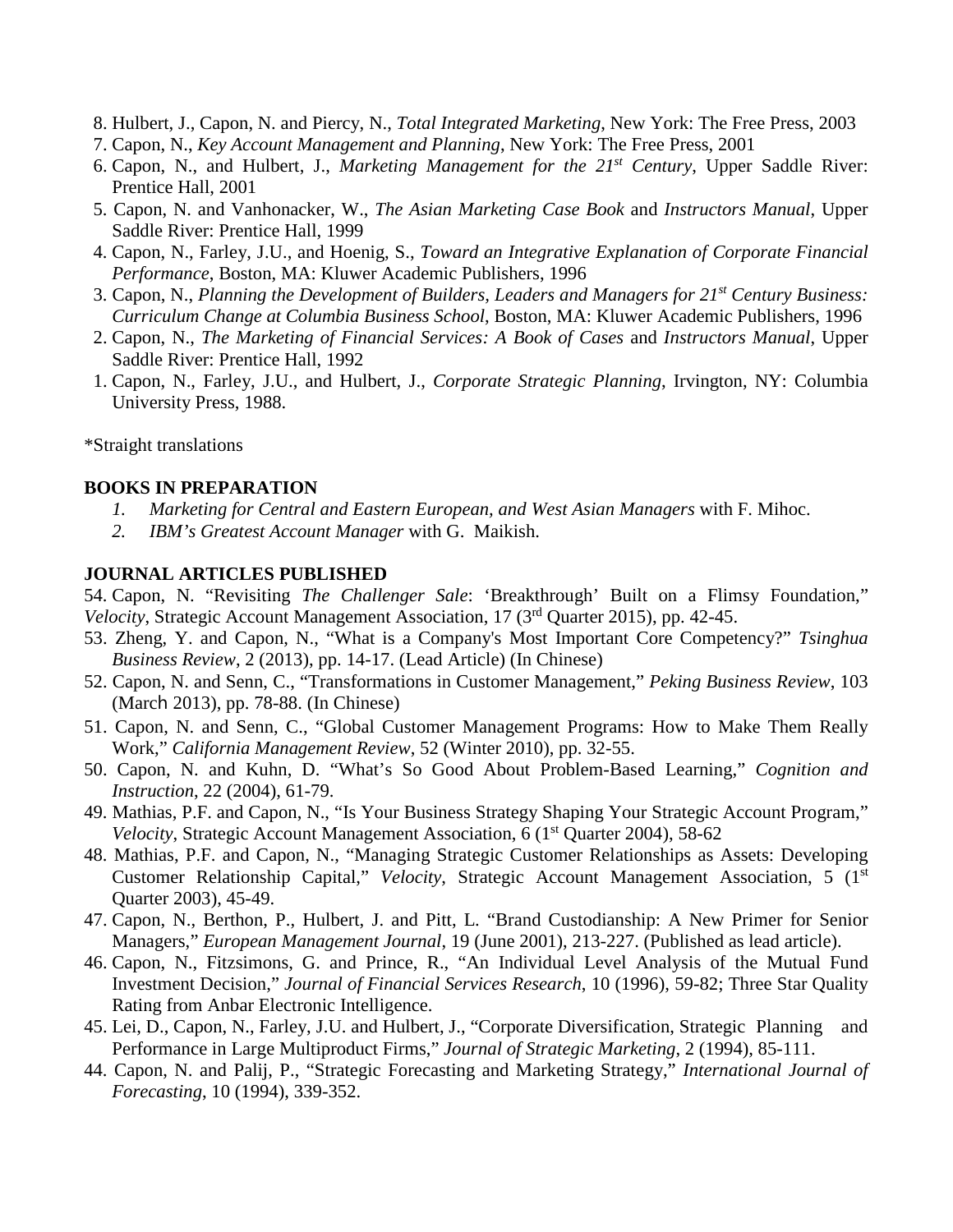8. Hulbert, J., Capon, N. and Piercy, N., *Total Integrated Marketing*, New York: The Free Press, 2003
7. Capon, N., *Key Account Management and Planning*, New York: The Free Press, 2001
6. Capon, N., and Hulbert, J., *Marketing Management for the 21st Century*, Upper Saddle River: Prentice Hall, 2001
5. Capon, N. and Vanhonacker, W., *The Asian Marketing Case Book* and *Instructors Manual*, Upper Saddle River: Prentice Hall, 1999
4. Capon, N., Farley, J.U., and Hoenig, S., *Toward an Integrative Explanation of Corporate Financial Performance*, Boston, MA: Kluwer Academic Publishers, 1996
3. Capon, N., *Planning the Development of Builders, Leaders and Managers for 21st Century Business: Curriculum Change at Columbia Business School*, Boston, MA: Kluwer Academic Publishers, 1996
2. Capon, N., *The Marketing of Financial Services: A Book of Cases* and *Instructors Manual*, Upper Saddle River: Prentice Hall, 1992
1. Capon, N., Farley, J.U., and Hulbert, J., *Corporate Strategic Planning*, Irvington, NY: Columbia University Press, 1988.

*Straight translations

**BOOKS IN PREPARATION**

1. *Marketing for Central and Eastern European, and West Asian Managers* with F. Mihoc.
2. *IBM's Greatest Account Manager* with G. Maikish.

**JOURNAL ARTICLES PUBLISHED**

54. Capon, N. "Revisiting *The Challenger Sale*: 'Breakthrough' Built on a Flimsy Foundation," *Velocity*, Strategic Account Management Association, 17 (3rd Quarter 2015), pp. 42-45.
53. Zheng, Y. and Capon, N., "What is a Company's Most Important Core Competency?" *Tsinghua Business Review*, 2 (2013), pp. 14-17. (Lead Article) (In Chinese)
52. Capon, N. and Senn, C., "Transformations in Customer Management," *Peking Business Review*, 103 (March 2013), pp. 78-88. (In Chinese)
51. Capon, N. and Senn, C., "Global Customer Management Programs: How to Make Them Really Work," *California Management Review*, 52 (Winter 2010), pp. 32-55.
50. Capon, N. and Kuhn, D. "What's So Good About Problem-Based Learning," *Cognition and Instruction*, 22 (2004), 61-79.
49. Mathias, P.F. and Capon, N., "Is Your Business Strategy Shaping Your Strategic Account Program," *Velocity*, Strategic Account Management Association, 6 (1st Quarter 2004), 58-62
48. Mathias, P.F. and Capon, N., "Managing Strategic Customer Relationships as Assets: Developing Customer Relationship Capital," *Velocity*, Strategic Account Management Association, 5 (1st Quarter 2003), 45-49.
47. Capon, N., Berthon, P., Hulbert, J. and Pitt, L. "Brand Custodianship: A New Primer for Senior Managers," *European Management Journal*, 19 (June 2001), 213-227. (Published as lead article).
46. Capon, N., Fitzsimons, G. and Prince, R., "An Individual Level Analysis of the Mutual Fund Investment Decision," *Journal of Financial Services Research*, 10 (1996), 59-82; Three Star Quality Rating from Anbar Electronic Intelligence.
45. Lei, D., Capon, N., Farley, J.U. and Hulbert, J., "Corporate Diversification, Strategic Planning and Performance in Large Multiproduct Firms," *Journal of Strategic Marketing*, 2 (1994), 85-111.
44. Capon, N. and Palij, P., "Strategic Forecasting and Marketing Strategy," *International Journal of Forecasting*, 10 (1994), 339-352.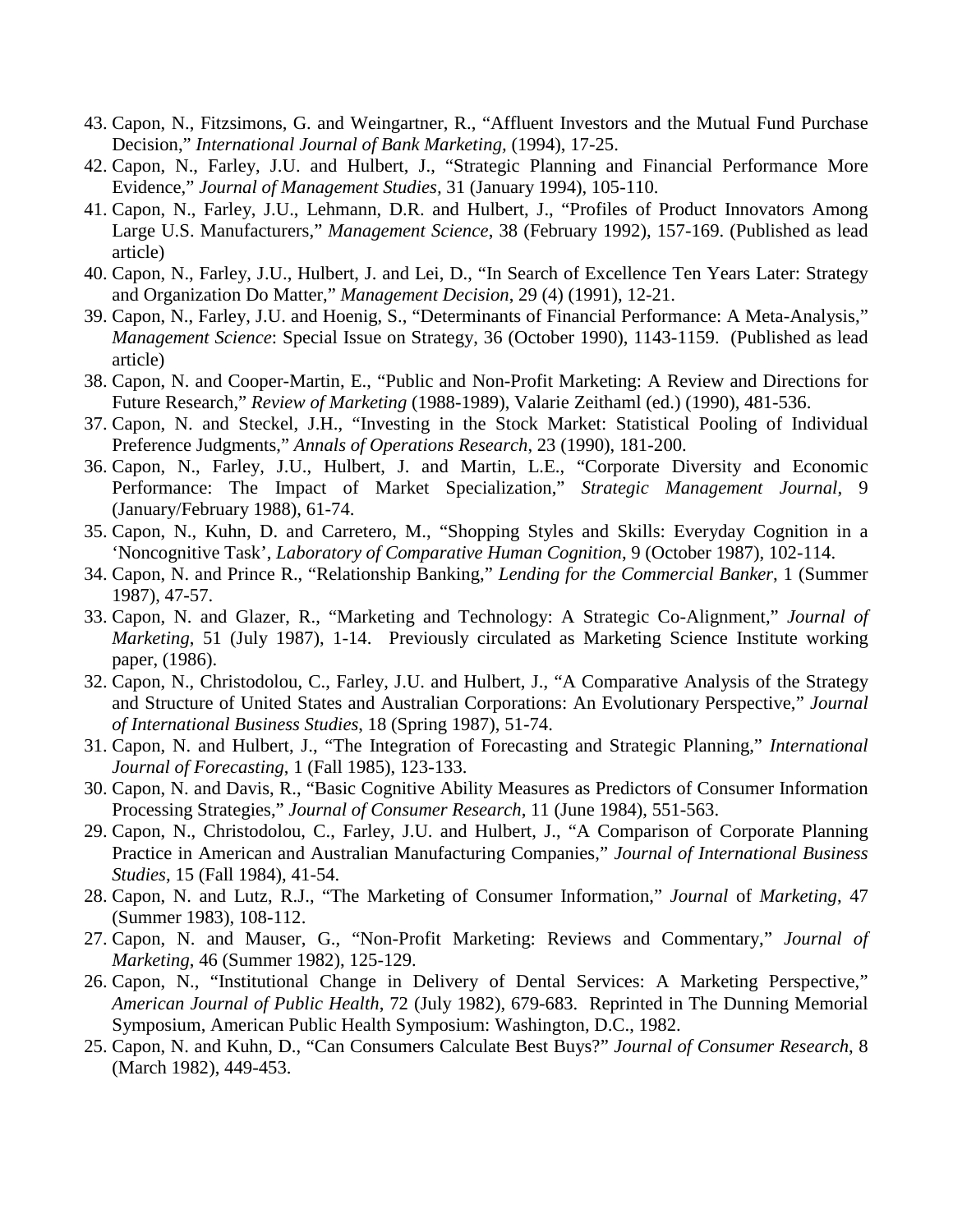43. Capon, N., Fitzsimons, G. and Weingartner, R., "Affluent Investors and the Mutual Fund Purchase Decision," *International Journal of Bank Marketing*, (1994), 17-25.
42. Capon, N., Farley, J.U. and Hulbert, J., "Strategic Planning and Financial Performance More Evidence," *Journal of Management Studies*, 31 (January 1994), 105-110.
41. Capon, N., Farley, J.U., Lehmann, D.R. and Hulbert, J., "Profiles of Product Innovators Among Large U.S. Manufacturers," *Management Science*, 38 (February 1992), 157-169. (Published as lead article)
40. Capon, N., Farley, J.U., Hulbert, J. and Lei, D., "In Search of Excellence Ten Years Later: Strategy and Organization Do Matter," *Management Decision*, 29 (4) (1991), 12-21.
39. Capon, N., Farley, J.U. and Hoenig, S., "Determinants of Financial Performance: A Meta-Analysis," *Management Science*: Special Issue on Strategy, 36 (October 1990), 1143-1159. (Published as lead article)
38. Capon, N. and Cooper-Martin, E., "Public and Non-Profit Marketing: A Review and Directions for Future Research," *Review of Marketing* (1988-1989), Valarie Zeithaml (ed.) (1990), 481-536.
37. Capon, N. and Steckel, J.H., "Investing in the Stock Market: Statistical Pooling of Individual Preference Judgments," *Annals of Operations Research*, 23 (1990), 181-200.
36. Capon, N., Farley, J.U., Hulbert, J. and Martin, L.E., "Corporate Diversity and Economic Performance: The Impact of Market Specialization," *Strategic Management Journal*, 9 (January/February 1988), 61-74.
35. Capon, N., Kuhn, D. and Carretero, M., "Shopping Styles and Skills: Everyday Cognition in a 'Noncognitive Task', *Laboratory of Comparative Human Cognition*, 9 (October 1987), 102-114.
34. Capon, N. and Prince R., "Relationship Banking," *Lending for the Commercial Banker*, 1 (Summer 1987), 47-57.
33. Capon, N. and Glazer, R., "Marketing and Technology: A Strategic Co-Alignment," *Journal of Marketing*, 51 (July 1987), 1-14. Previously circulated as Marketing Science Institute working paper, (1986).
32. Capon, N., Christodolou, C., Farley, J.U. and Hulbert, J., "A Comparative Analysis of the Strategy and Structure of United States and Australian Corporations: An Evolutionary Perspective," *Journal of International Business Studies*, 18 (Spring 1987), 51-74.
31. Capon, N. and Hulbert, J., "The Integration of Forecasting and Strategic Planning," *International Journal of Forecasting*, 1 (Fall 1985), 123-133.
30. Capon, N. and Davis, R., "Basic Cognitive Ability Measures as Predictors of Consumer Information Processing Strategies," *Journal of Consumer Research*, 11 (June 1984), 551-563.
29. Capon, N., Christodolou, C., Farley, J.U. and Hulbert, J., "A Comparison of Corporate Planning Practice in American and Australian Manufacturing Companies," *Journal of International Business Studies*, 15 (Fall 1984), 41-54.
28. Capon, N. and Lutz, R.J., "The Marketing of Consumer Information," *Journal* of *Marketing*, 47 (Summer 1983), 108-112.
27. Capon, N. and Mauser, G., "Non-Profit Marketing: Reviews and Commentary," *Journal of Marketing*, 46 (Summer 1982), 125-129.
26. Capon, N., "Institutional Change in Delivery of Dental Services: A Marketing Perspective," *American Journal of Public Health*, 72 (July 1982), 679-683. Reprinted in The Dunning Memorial Symposium, American Public Health Symposium: Washington, D.C., 1982.
25. Capon, N. and Kuhn, D., "Can Consumers Calculate Best Buys?" *Journal of Consumer Research*, 8 (March 1982), 449-453.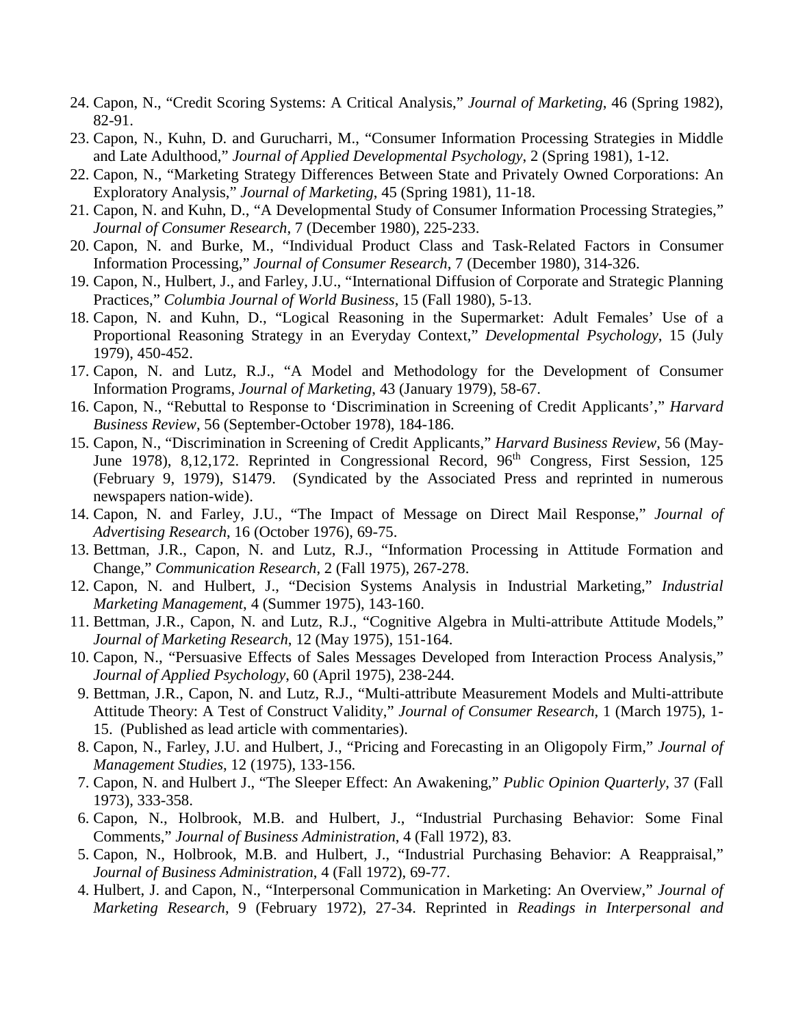24. Capon, N., "Credit Scoring Systems: A Critical Analysis," *Journal of Marketing*, 46 (Spring 1982), 82-91.
23. Capon, N., Kuhn, D. and Gurucharri, M., "Consumer Information Processing Strategies in Middle and Late Adulthood," *Journal of Applied Developmental Psychology*, 2 (Spring 1981), 1-12.
22. Capon, N., "Marketing Strategy Differences Between State and Privately Owned Corporations: An Exploratory Analysis," *Journal of Marketing*, 45 (Spring 1981), 11-18.
21. Capon, N. and Kuhn, D., "A Developmental Study of Consumer Information Processing Strategies," *Journal of Consumer Research*, 7 (December 1980), 225-233.
20. Capon, N. and Burke, M., "Individual Product Class and Task-Related Factors in Consumer Information Processing," *Journal of Consumer Research*, 7 (December 1980), 314-326.
19. Capon, N., Hulbert, J., and Farley, J.U., "International Diffusion of Corporate and Strategic Planning Practices," *Columbia Journal of World Business*, 15 (Fall 1980), 5-13.
18. Capon, N. and Kuhn, D., "Logical Reasoning in the Supermarket: Adult Females' Use of a Proportional Reasoning Strategy in an Everyday Context," *Developmental Psychology*, 15 (July 1979), 450-452.
17. Capon, N. and Lutz, R.J., "A Model and Methodology for the Development of Consumer Information Programs, *Journal of Marketing*, 43 (January 1979), 58-67.
16. Capon, N., "Rebuttal to Response to 'Discrimination in Screening of Credit Applicants'," *Harvard Business Review*, 56 (September-October 1978), 184-186.
15. Capon, N., "Discrimination in Screening of Credit Applicants," *Harvard Business Review*, 56 (May-June 1978), 8,12,172. Reprinted in Congressional Record, 96th Congress, First Session, 125 (February 9, 1979), S1479. (Syndicated by the Associated Press and reprinted in numerous newspapers nation-wide).
14. Capon, N. and Farley, J.U., "The Impact of Message on Direct Mail Response," *Journal of Advertising Research*, 16 (October 1976), 69-75.
13. Bettman, J.R., Capon, N. and Lutz, R.J., "Information Processing in Attitude Formation and Change," *Communication Research*, 2 (Fall 1975), 267-278.
12. Capon, N. and Hulbert, J., "Decision Systems Analysis in Industrial Marketing," *Industrial Marketing Management*, 4 (Summer 1975), 143-160.
11. Bettman, J.R., Capon, N. and Lutz, R.J., "Cognitive Algebra in Multi-attribute Attitude Models," *Journal of Marketing Research*, 12 (May 1975), 151-164.
10. Capon, N., "Persuasive Effects of Sales Messages Developed from Interaction Process Analysis," *Journal of Applied Psychology*, 60 (April 1975), 238-244.
9. Bettman, J.R., Capon, N. and Lutz, R.J., "Multi-attribute Measurement Models and Multi-attribute Attitude Theory: A Test of Construct Validity," *Journal of Consumer Research*, 1 (March 1975), 1-15. (Published as lead article with commentaries).
8. Capon, N., Farley, J.U. and Hulbert, J., "Pricing and Forecasting in an Oligopoly Firm," *Journal of Management Studies*, 12 (1975), 133-156.
7. Capon, N. and Hulbert J., "The Sleeper Effect: An Awakening," *Public Opinion Quarterly*, 37 (Fall 1973), 333-358.
6. Capon, N., Holbrook, M.B. and Hulbert, J., "Industrial Purchasing Behavior: Some Final Comments," *Journal of Business Administration*, 4 (Fall 1972), 83.
5. Capon, N., Holbrook, M.B. and Hulbert, J., "Industrial Purchasing Behavior: A Reappraisal," *Journal of Business Administration*, 4 (Fall 1972), 69-77.
4. Hulbert, J. and Capon, N., "Interpersonal Communication in Marketing: An Overview," *Journal of Marketing Research*, 9 (February 1972), 27-34. Reprinted in *Readings in Interpersonal and*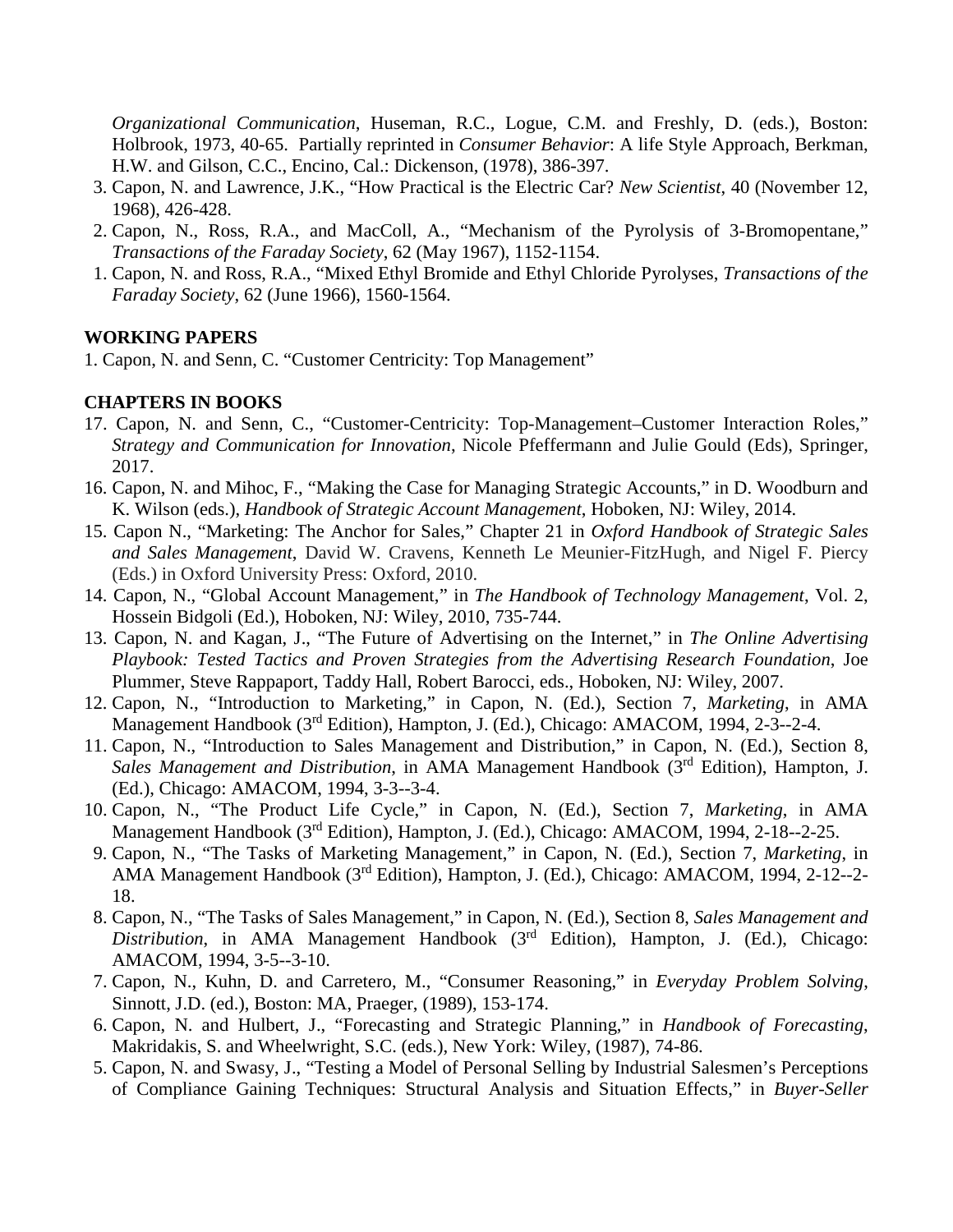*Organizational Communication*, Huseman, R.C., Logue, C.M. and Freshly, D. (eds.), Boston: Holbrook, 1973, 40-65. Partially reprinted in *Consumer Behavior*: A life Style Approach, Berkman, H.W. and Gilson, C.C., Encino, Cal.: Dickenson, (1978), 386-397.

3. Capon, N. and Lawrence, J.K., "How Practical is the Electric Car? *New Scientist*, 40 (November 12, 1968), 426-428.
2. Capon, N., Ross, R.A., and MacColl, A., "Mechanism of the Pyrolysis of 3-Bromopentane," *Transactions of the Faraday Society*, 62 (May 1967), 1152-1154.
1. Capon, N. and Ross, R.A., "Mixed Ethyl Bromide and Ethyl Chloride Pyrolyses, *Transactions of the Faraday Society*, 62 (June 1966), 1560-1564.

**WORKING PAPERS**

1. Capon, N. and Senn, C. "Customer Centricity: Top Management"

**CHAPTERS IN BOOKS**

17. Capon, N. and Senn, C., "Customer-Centricity: Top-Management–Customer Interaction Roles," *Strategy and Communication for Innovation*, Nicole Pfeffermann and Julie Gould (Eds), Springer, 2017.
16. Capon, N. and Mihoc, F., "Making the Case for Managing Strategic Accounts," in D. Woodburn and K. Wilson (eds.), *Handbook of Strategic Account Management*, Hoboken, NJ: Wiley, 2014.
15. Capon N., "Marketing: The Anchor for Sales," Chapter 21 in *Oxford Handbook of Strategic Sales and Sales Management*, David W. Cravens, Kenneth Le Meunier-FitzHugh, and Nigel F. Piercy (Eds.) in Oxford University Press: Oxford, 2010.
14. Capon, N., "Global Account Management," in *The Handbook of Technology Management*, Vol. 2, Hossein Bidgoli (Ed.), Hoboken, NJ: Wiley, 2010, 735-744.
13. Capon, N. and Kagan, J., "The Future of Advertising on the Internet," in *The Online Advertising Playbook: Tested Tactics and Proven Strategies from the Advertising Research Foundation*, Joe Plummer, Steve Rappaport, Taddy Hall, Robert Barocci, eds., Hoboken, NJ: Wiley, 2007.
12. Capon, N., "Introduction to Marketing," in Capon, N. (Ed.), Section 7, *Marketing*, in AMA Management Handbook (3rd Edition), Hampton, J. (Ed.), Chicago: AMACOM, 1994, 2-3--2-4.
11. Capon, N., "Introduction to Sales Management and Distribution," in Capon, N. (Ed.), Section 8, *Sales Management and Distribution*, in AMA Management Handbook (3rd Edition), Hampton, J. (Ed.), Chicago: AMACOM, 1994, 3-3--3-4.
10. Capon, N., "The Product Life Cycle," in Capon, N. (Ed.), Section 7, *Marketing*, in AMA Management Handbook (3rd Edition), Hampton, J. (Ed.), Chicago: AMACOM, 1994, 2-18--2-25.
9. Capon, N., "The Tasks of Marketing Management," in Capon, N. (Ed.), Section 7, *Marketing*, in AMA Management Handbook (3rd Edition), Hampton, J. (Ed.), Chicago: AMACOM, 1994, 2-12--2-18.
8. Capon, N., "The Tasks of Sales Management," in Capon, N. (Ed.), Section 8, *Sales Management and Distribution*, in AMA Management Handbook (3rd Edition), Hampton, J. (Ed.), Chicago: AMACOM, 1994, 3-5--3-10.
7. Capon, N., Kuhn, D. and Carretero, M., "Consumer Reasoning," in *Everyday Problem Solving*, Sinnott, J.D. (ed.), Boston: MA, Praeger, (1989), 153-174.
6. Capon, N. and Hulbert, J., "Forecasting and Strategic Planning," in *Handbook of Forecasting*, Makridakis, S. and Wheelwright, S.C. (eds.), New York: Wiley, (1987), 74-86.
5. Capon, N. and Swasy, J., "Testing a Model of Personal Selling by Industrial Salesmen's Perceptions of Compliance Gaining Techniques: Structural Analysis and Situation Effects," in *Buyer-Seller*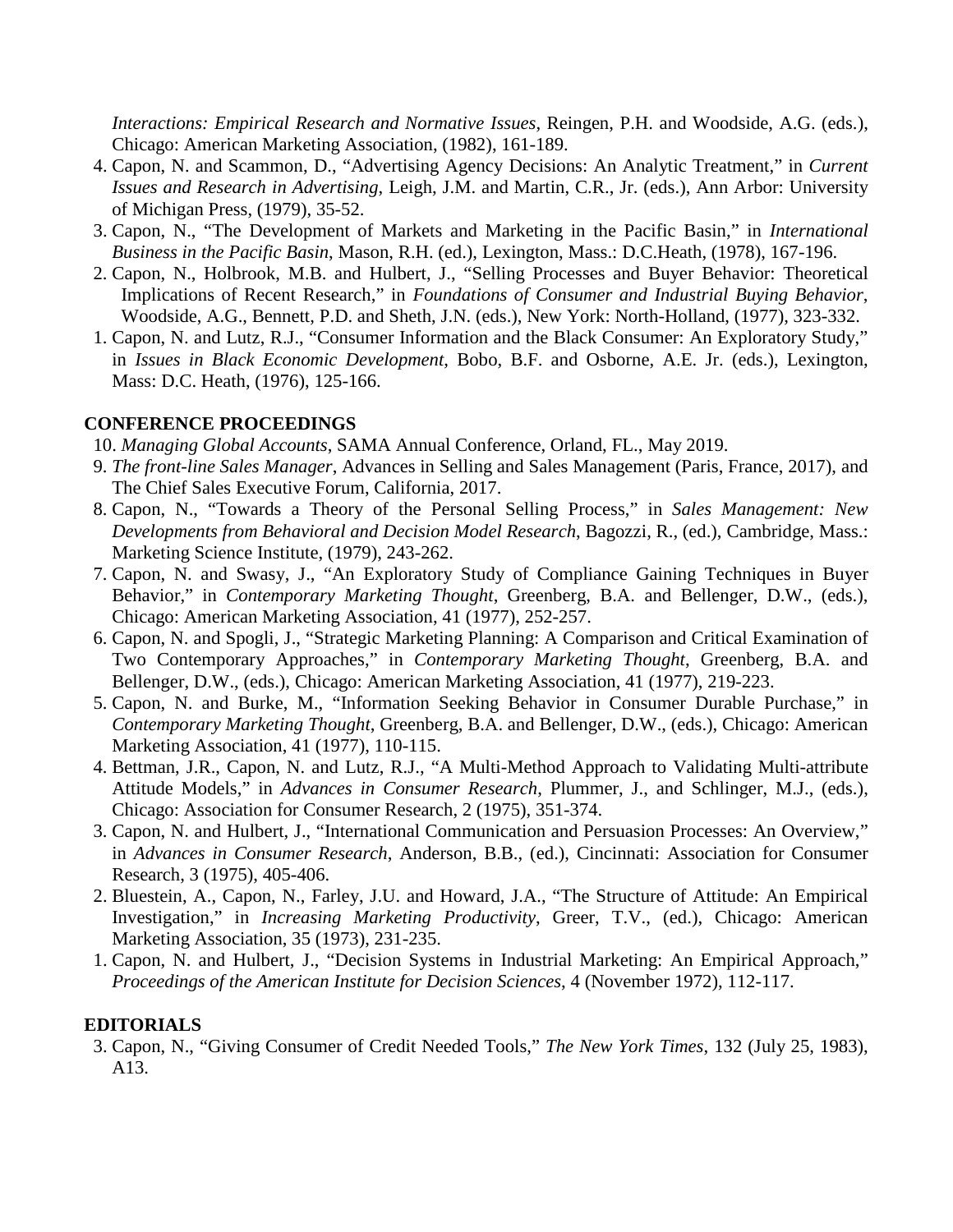*Interactions: Empirical Research and Normative Issues*, Reingen, P.H. and Woodside, A.G. (eds.), Chicago: American Marketing Association, (1982), 161-189.

4. Capon, N. and Scammon, D., "Advertising Agency Decisions: An Analytic Treatment," in *Current Issues and Research in Advertising*, Leigh, J.M. and Martin, C.R., Jr. (eds.), Ann Arbor: University of Michigan Press, (1979), 35-52.
3. Capon, N., "The Development of Markets and Marketing in the Pacific Basin," in *International Business in the Pacific Basin*, Mason, R.H. (ed.), Lexington, Mass.: D.C.Heath, (1978), 167-196.
2. Capon, N., Holbrook, M.B. and Hulbert, J., "Selling Processes and Buyer Behavior: Theoretical Implications of Recent Research," in *Foundations of Consumer and Industrial Buying Behavior*, Woodside, A.G., Bennett, P.D. and Sheth, J.N. (eds.), New York: North-Holland, (1977), 323-332.
1. Capon, N. and Lutz, R.J., "Consumer Information and the Black Consumer: An Exploratory Study," in *Issues in Black Economic Development*, Bobo, B.F. and Osborne, A.E. Jr. (eds.), Lexington, Mass: D.C. Heath, (1976), 125-166.

**CONFERENCE PROCEEDINGS**

10. *Managing Global Accounts*, SAMA Annual Conference, Orland, FL., May 2019.
9. *The front-line Sales Manager*, Advances in Selling and Sales Management (Paris, France, 2017), and The Chief Sales Executive Forum, California, 2017.
8. Capon, N., "Towards a Theory of the Personal Selling Process," in *Sales Management: New Developments from Behavioral and Decision Model Research*, Bagozzi, R., (ed.), Cambridge, Mass.: Marketing Science Institute, (1979), 243-262.
7. Capon, N. and Swasy, J., "An Exploratory Study of Compliance Gaining Techniques in Buyer Behavior," in *Contemporary Marketing Thought*, Greenberg, B.A. and Bellenger, D.W., (eds.), Chicago: American Marketing Association, 41 (1977), 252-257.
6. Capon, N. and Spogli, J., "Strategic Marketing Planning: A Comparison and Critical Examination of Two Contemporary Approaches," in *Contemporary Marketing Thought*, Greenberg, B.A. and Bellenger, D.W., (eds.), Chicago: American Marketing Association, 41 (1977), 219-223.
5. Capon, N. and Burke, M., "Information Seeking Behavior in Consumer Durable Purchase," in *Contemporary Marketing Thought*, Greenberg, B.A. and Bellenger, D.W., (eds.), Chicago: American Marketing Association, 41 (1977), 110-115.
4. Bettman, J.R., Capon, N. and Lutz, R.J., "A Multi-Method Approach to Validating Multi-attribute Attitude Models," in *Advances in Consumer Research*, Plummer, J., and Schlinger, M.J., (eds.), Chicago: Association for Consumer Research, 2 (1975), 351-374.
3. Capon, N. and Hulbert, J., "International Communication and Persuasion Processes: An Overview," in *Advances in Consumer Research*, Anderson, B.B., (ed.), Cincinnati: Association for Consumer Research, 3 (1975), 405-406.
2. Bluestein, A., Capon, N., Farley, J.U. and Howard, J.A., "The Structure of Attitude: An Empirical Investigation," in *Increasing Marketing Productivity*, Greer, T.V., (ed.), Chicago: American Marketing Association, 35 (1973), 231-235.
1. Capon, N. and Hulbert, J., "Decision Systems in Industrial Marketing: An Empirical Approach," *Proceedings of the American Institute for Decision Sciences*, 4 (November 1972), 112-117.

**EDITORIALS**

3. Capon, N., "Giving Consumer of Credit Needed Tools," *The New York Times*, 132 (July 25, 1983), A13.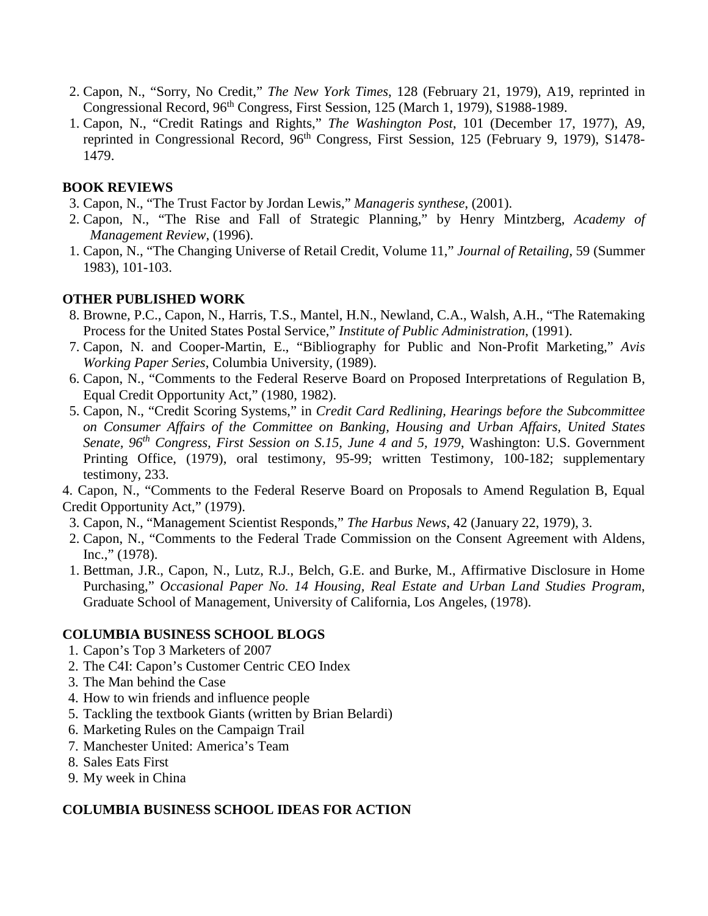2. Capon, N., "Sorry, No Credit," *The New York Times*, 128 (February 21, 1979), A19, reprinted in Congressional Record, 96th Congress, First Session, 125 (March 1, 1979), S1988-1989.
1. Capon, N., "Credit Ratings and Rights," *The Washington Post*, 101 (December 17, 1977), A9, reprinted in Congressional Record, 96th Congress, First Session, 125 (February 9, 1979), S1478-1479.

**BOOK REVIEWS**

3. Capon, N., "The Trust Factor by Jordan Lewis," *Manageris synthese*, (2001).
2. Capon, N., "The Rise and Fall of Strategic Planning," by Henry Mintzberg, *Academy of Management Review*, (1996).
1. Capon, N., "The Changing Universe of Retail Credit, Volume 11," *Journal of Retailing*, 59 (Summer 1983), 101-103.

**OTHER PUBLISHED WORK**

8. Browne, P.C., Capon, N., Harris, T.S., Mantel, H.N., Newland, C.A., Walsh, A.H., "The Ratemaking Process for the United States Postal Service," *Institute of Public Administration*, (1991).
7. Capon, N. and Cooper-Martin, E., "Bibliography for Public and Non-Profit Marketing," *Avis Working Paper Series*, Columbia University, (1989).
6. Capon, N., "Comments to the Federal Reserve Board on Proposed Interpretations of Regulation B, Equal Credit Opportunity Act," (1980, 1982).
5. Capon, N., "Credit Scoring Systems," in *Credit Card Redlining, Hearings before the Subcommittee on Consumer Affairs of the Committee on Banking, Housing and Urban Affairs, United States Senate, 96th Congress, First Session on S.15, June 4 and 5, 1979*, Washington: U.S. Government Printing Office, (1979), oral testimony, 95-99; written Testimony, 100-182; supplementary testimony, 233.
4. Capon, N., "Comments to the Federal Reserve Board on Proposals to Amend Regulation B, Equal Credit Opportunity Act," (1979).
3. Capon, N., "Management Scientist Responds," *The Harbus News*, 42 (January 22, 1979), 3.
2. Capon, N., "Comments to the Federal Trade Commission on the Consent Agreement with Aldens, Inc.," (1978).
1. Bettman, J.R., Capon, N., Lutz, R.J., Belch, G.E. and Burke, M., Affirmative Disclosure in Home Purchasing," *Occasional Paper No. 14 Housing, Real Estate and Urban Land Studies Program*, Graduate School of Management, University of California, Los Angeles, (1978).

**COLUMBIA BUSINESS SCHOOL BLOGS**

1. Capon's Top 3 Marketers of 2007
2. The C4I: Capon's Customer Centric CEO Index
3. The Man behind the Case
4. How to win friends and influence people
5. Tackling the textbook Giants (written by Brian Belardi)
6. Marketing Rules on the Campaign Trail
7. Manchester United: America's Team
8. Sales Eats First
9. My week in China

**COLUMBIA BUSINESS SCHOOL IDEAS FOR ACTION**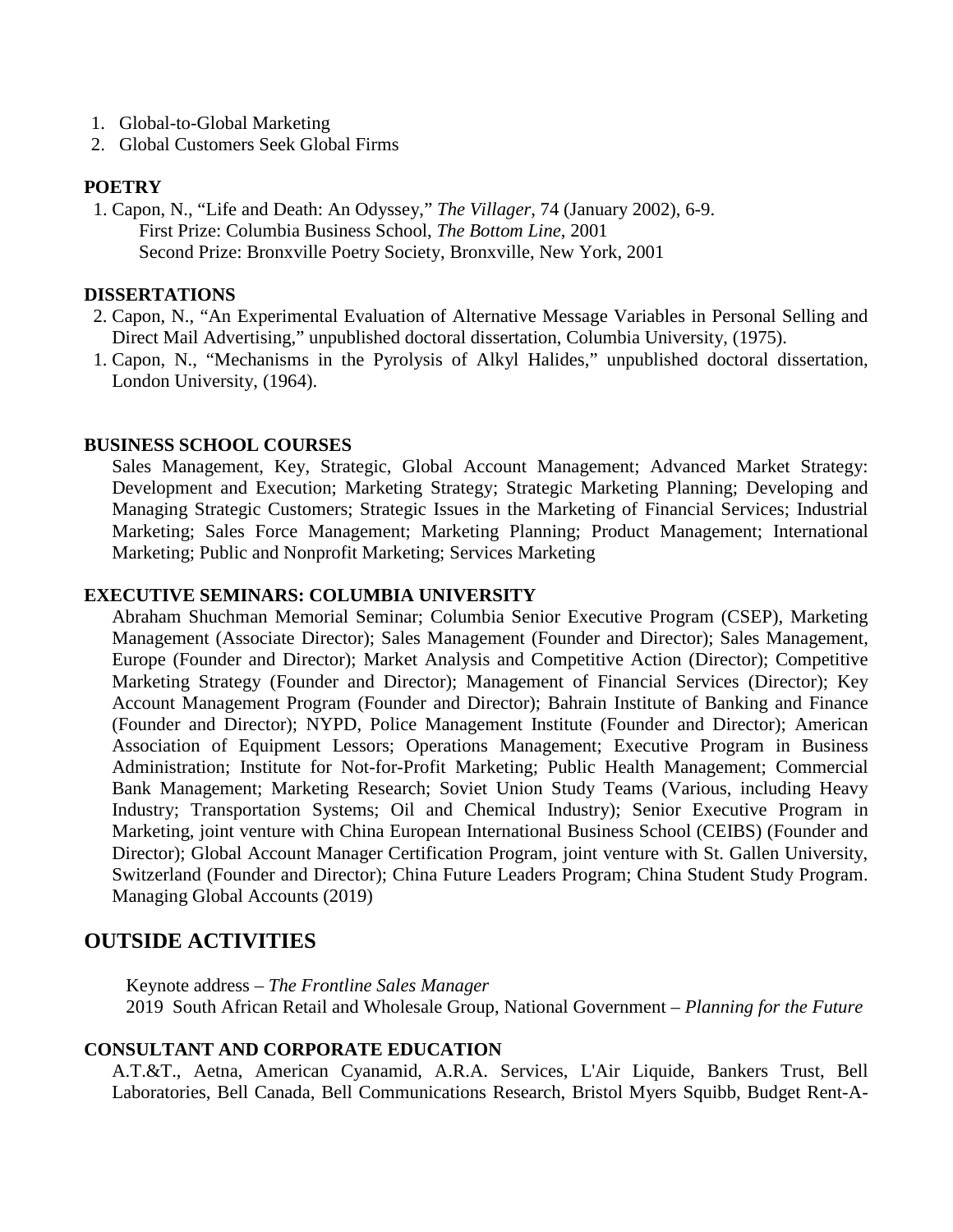1. Global-to-Global Marketing
2. Global Customers Seek Global Firms

### POETRY

1. Capon, N., "Life and Death: An Odyssey," *The Villager*, 74 (January 2002), 6-9.
   First Prize: Columbia Business School, *The Bottom Line*, 2001
   Second Prize: Bronxville Poetry Society, Bronxville, New York, 2001

### DISSERTATIONS

2. Capon, N., "An Experimental Evaluation of Alternative Message Variables in Personal Selling and Direct Mail Advertising," unpublished doctoral dissertation, Columbia University, (1975).
1. Capon, N., "Mechanisms in the Pyrolysis of Alkyl Halides," unpublished doctoral dissertation, London University, (1964).

### BUSINESS SCHOOL COURSES

Sales Management, Key, Strategic, Global Account Management; Advanced Market Strategy: Development and Execution; Marketing Strategy; Strategic Marketing Planning; Developing and Managing Strategic Customers; Strategic Issues in the Marketing of Financial Services; Industrial Marketing; Sales Force Management; Marketing Planning; Product Management; International Marketing; Public and Nonprofit Marketing; Services Marketing

### EXECUTIVE SEMINARS: COLUMBIA UNIVERSITY

Abraham Shuchman Memorial Seminar; Columbia Senior Executive Program (CSEP), Marketing Management (Associate Director); Sales Management (Founder and Director); Sales Management, Europe (Founder and Director); Market Analysis and Competitive Action (Director); Competitive Marketing Strategy (Founder and Director); Management of Financial Services (Director); Key Account Management Program (Founder and Director); Bahrain Institute of Banking and Finance (Founder and Director); NYPD, Police Management Institute (Founder and Director); American Association of Equipment Lessors; Operations Management; Executive Program in Business Administration; Institute for Not-for-Profit Marketing; Public Health Management; Commercial Bank Management; Marketing Research; Soviet Union Study Teams (Various, including Heavy Industry; Transportation Systems; Oil and Chemical Industry); Senior Executive Program in Marketing, joint venture with China European International Business School (CEIBS) (Founder and Director); Global Account Manager Certification Program, joint venture with St. Gallen University, Switzerland (Founder and Director); China Future Leaders Program; China Student Study Program. Managing Global Accounts (2019)

## OUTSIDE ACTIVITIES

Keynote address – *The Frontline Sales Manager*
2019 South African Retail and Wholesale Group, National Government – *Planning for the Future*

### CONSULTANT AND CORPORATE EDUCATION

A.T.&T., Aetna, American Cyanamid, A.R.A. Services, L'Air Liquide, Bankers Trust, Bell Laboratories, Bell Canada, Bell Communications Research, Bristol Myers Squibb, Budget Rent-A-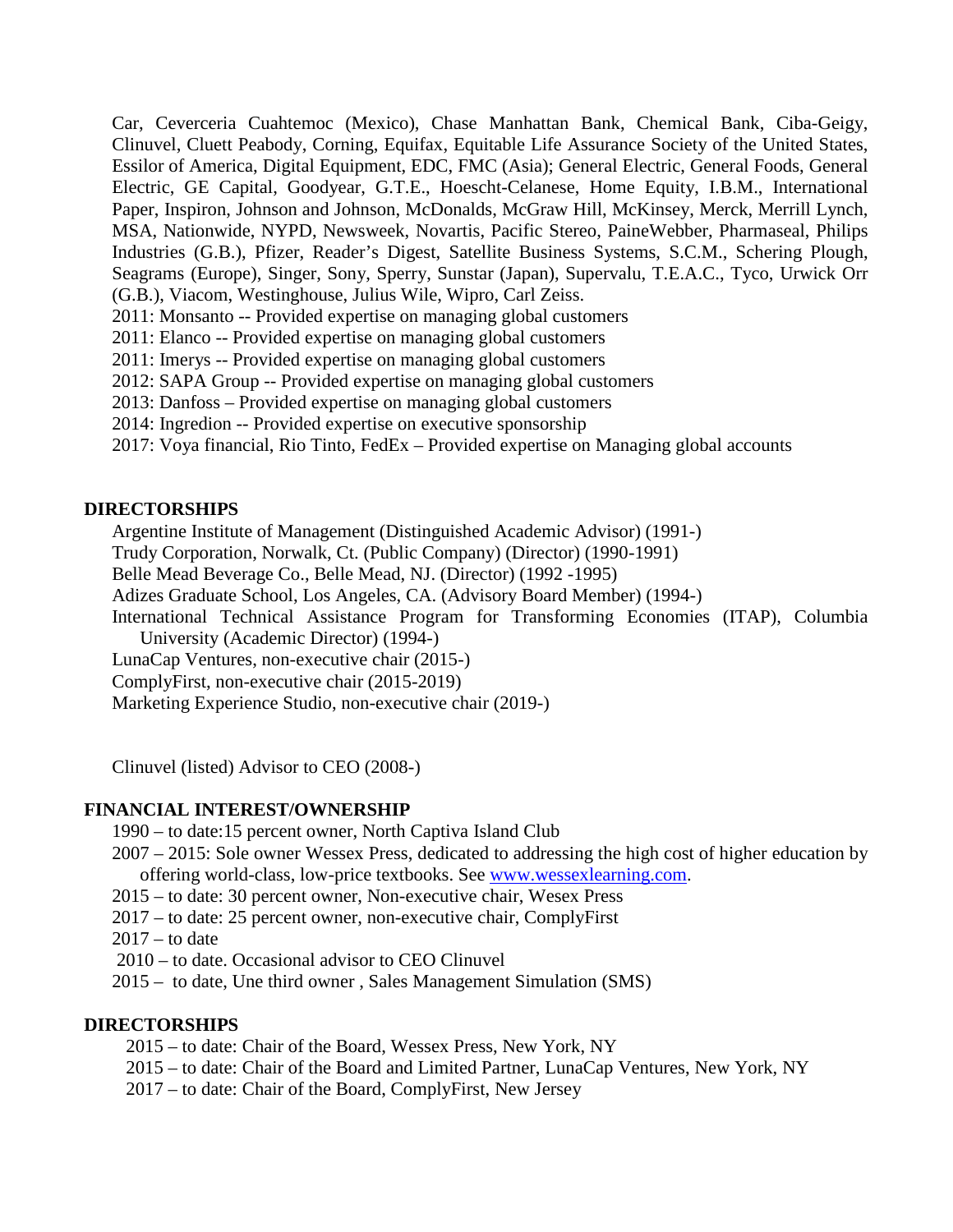Car, Ceverceria Cuahtemoc (Mexico), Chase Manhattan Bank, Chemical Bank, Ciba-Geigy, Clinuvel, Cluett Peabody, Corning, Equifax, Equitable Life Assurance Society of the United States, Essilor of America, Digital Equipment, EDC, FMC (Asia); General Electric, General Foods, General Electric, GE Capital, Goodyear, G.T.E., Hoescht-Celanese, Home Equity, I.B.M., International Paper, Inspiron, Johnson and Johnson, McDonalds, McGraw Hill, McKinsey, Merck, Merrill Lynch, MSA, Nationwide, NYPD, Newsweek, Novartis, Pacific Stereo, PaineWebber, Pharmaseal, Philips Industries (G.B.), Pfizer, Reader's Digest, Satellite Business Systems, S.C.M., Schering Plough, Seagrams (Europe), Singer, Sony, Sperry, Sunstar (Japan), Supervalu, T.E.A.C., Tyco, Urwick Orr (G.B.), Viacom, Westinghouse, Julius Wile, Wipro, Carl Zeiss.

2011: Monsanto -- Provided expertise on managing global customers
2011: Elanco -- Provided expertise on managing global customers
2011: Imerys -- Provided expertise on managing global customers
2012: SAPA Group -- Provided expertise on managing global customers
2013: Danfoss – Provided expertise on managing global customers
2014: Ingredion -- Provided expertise on executive sponsorship
2017: Voya financial, Rio Tinto, FedEx – Provided expertise on Managing global accounts

**DIRECTORSHIPS**

Argentine Institute of Management (Distinguished Academic Advisor) (1991-)
Trudy Corporation, Norwalk, Ct. (Public Company) (Director) (1990-1991)
Belle Mead Beverage Co., Belle Mead, NJ. (Director) (1992 -1995)
Adizes Graduate School, Los Angeles, CA. (Advisory Board Member) (1994-)
International Technical Assistance Program for Transforming Economies (ITAP), Columbia University (Academic Director) (1994-)
LunaCap Ventures, non-executive chair (2015-)
ComplyFirst, non-executive chair (2015-2019)
Marketing Experience Studio, non-executive chair (2019-)

Clinuvel (listed) Advisor to CEO (2008-)

**FINANCIAL INTEREST/OWNERSHIP**

1990 – to date:15 percent owner, North Captiva Island Club
2007 – 2015: Sole owner Wessex Press, dedicated to addressing the high cost of higher education by offering world-class, low-price textbooks. See [www.wessexlearning.com](http://www.wessexlearning.com).
2015 – to date: 30 percent owner, Non-executive chair, Wesex Press
2017 – to date: 25 percent owner, non-executive chair, ComplyFirst
2017 – to date
2010 – to date. Occasional advisor to CEO Clinuvel
2015 – to date, Une third owner , Sales Management Simulation (SMS)

**DIRECTORSHIPS**

2015 – to date: Chair of the Board, Wessex Press, New York, NY
2015 – to date: Chair of the Board and Limited Partner, LunaCap Ventures, New York, NY
2017 – to date: Chair of the Board, ComplyFirst, New Jersey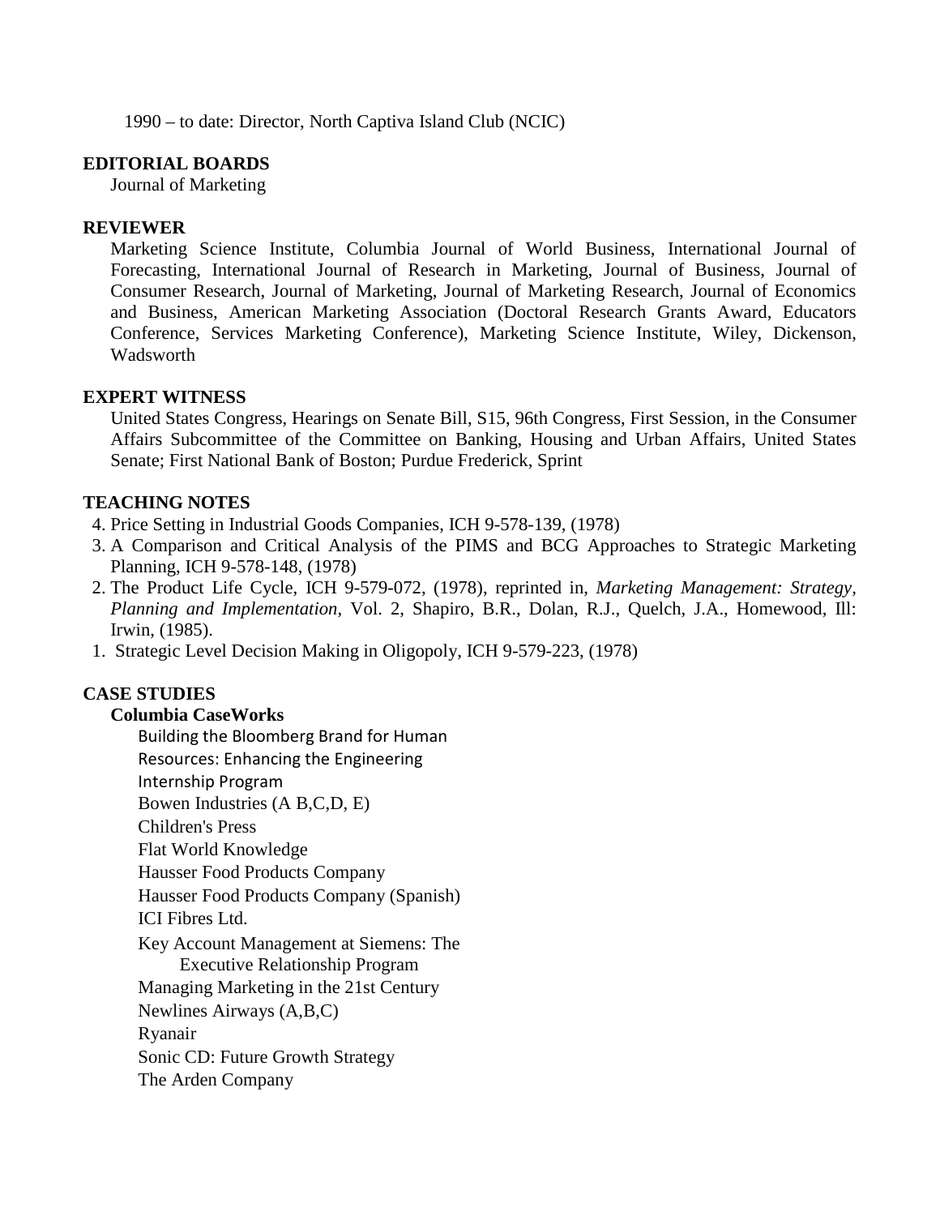1990 – to date: Director, North Captiva Island Club (NCIC)

**EDITORIAL BOARDS**

Journal of Marketing

**REVIEWER**

Marketing Science Institute, Columbia Journal of World Business, International Journal of Forecasting, International Journal of Research in Marketing, Journal of Business, Journal of Consumer Research, Journal of Marketing, Journal of Marketing Research, Journal of Economics and Business, American Marketing Association (Doctoral Research Grants Award, Educators Conference, Services Marketing Conference), Marketing Science Institute, Wiley, Dickenson, Wadsworth

**EXPERT WITNESS**

United States Congress, Hearings on Senate Bill, S15, 96th Congress, First Session, in the Consumer Affairs Subcommittee of the Committee on Banking, Housing and Urban Affairs, United States Senate; First National Bank of Boston; Purdue Frederick, Sprint

**TEACHING NOTES**

4. Price Setting in Industrial Goods Companies, ICH 9-578-139, (1978)
3. A Comparison and Critical Analysis of the PIMS and BCG Approaches to Strategic Marketing Planning, ICH 9-578-148, (1978)
2. The Product Life Cycle, ICH 9-579-072, (1978), reprinted in, *Marketing Management: Strategy, Planning and Implementation*, Vol. 2, Shapiro, B.R., Dolan, R.J., Quelch, J.A., Homewood, Ill: Irwin, (1985).
1. Strategic Level Decision Making in Oligopoly, ICH 9-579-223, (1978)

**CASE STUDIES**

**Columbia CaseWorks**

Building the Bloomberg Brand for Human Resources: Enhancing the Engineering Internship Program
Bowen Industries (A B,C,D, E)
Children's Press
Flat World Knowledge
Hausser Food Products Company
Hausser Food Products Company (Spanish)
ICI Fibres Ltd.
Key Account Management at Siemens: The Executive Relationship Program
Managing Marketing in the 21st Century
Newlines Airways (A,B,C)
Ryanair
Sonic CD: Future Growth Strategy
The Arden Company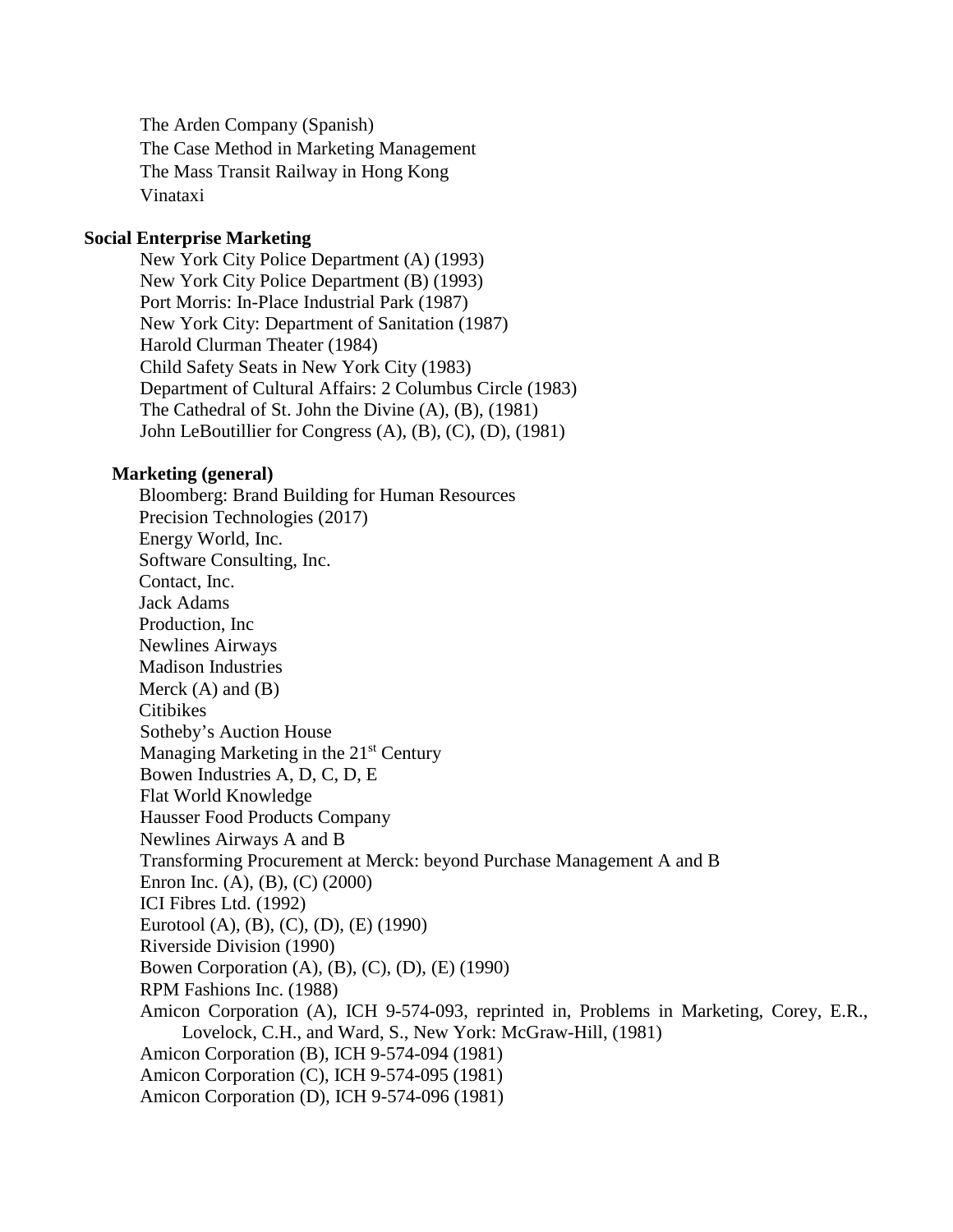The Arden Company (Spanish)
The Case Method in Marketing Management
The Mass Transit Railway in Hong Kong
Vinataxi

**Social Enterprise Marketing**

New York City Police Department (A) (1993)
New York City Police Department (B) (1993)
Port Morris: In-Place Industrial Park (1987)
New York City: Department of Sanitation (1987)
Harold Clurman Theater (1984)
Child Safety Seats in New York City (1983)
Department of Cultural Affairs: 2 Columbus Circle (1983)
The Cathedral of St. John the Divine (A), (B), (1981)
John LeBoutillier for Congress (A), (B), (C), (D), (1981)

**Marketing (general)**

Bloomberg: Brand Building for Human Resources
Precision Technologies (2017)
Energy World, Inc.
Software Consulting, Inc.
Contact, Inc.
Jack Adams
Production, Inc
Newlines Airways
Madison Industries
Merck (A) and (B)
Citibikes
Sotheby's Auction House
Managing Marketing in the 21st Century
Bowen Industries A, D, C, D, E
Flat World Knowledge
Hausser Food Products Company
Newlines Airways A and B
Transforming Procurement at Merck: beyond Purchase Management A and B
Enron Inc. (A), (B), (C) (2000)
ICI Fibres Ltd. (1992)
Eurotool (A), (B), (C), (D), (E) (1990)
Riverside Division (1990)
Bowen Corporation (A), (B), (C), (D), (E) (1990)
RPM Fashions Inc. (1988)
Amicon Corporation (A), ICH 9-574-093, reprinted in, Problems in Marketing, Corey, E.R., Lovelock, C.H., and Ward, S., New York: McGraw-Hill, (1981)
Amicon Corporation (B), ICH 9-574-094 (1981)
Amicon Corporation (C), ICH 9-574-095 (1981)
Amicon Corporation (D), ICH 9-574-096 (1981)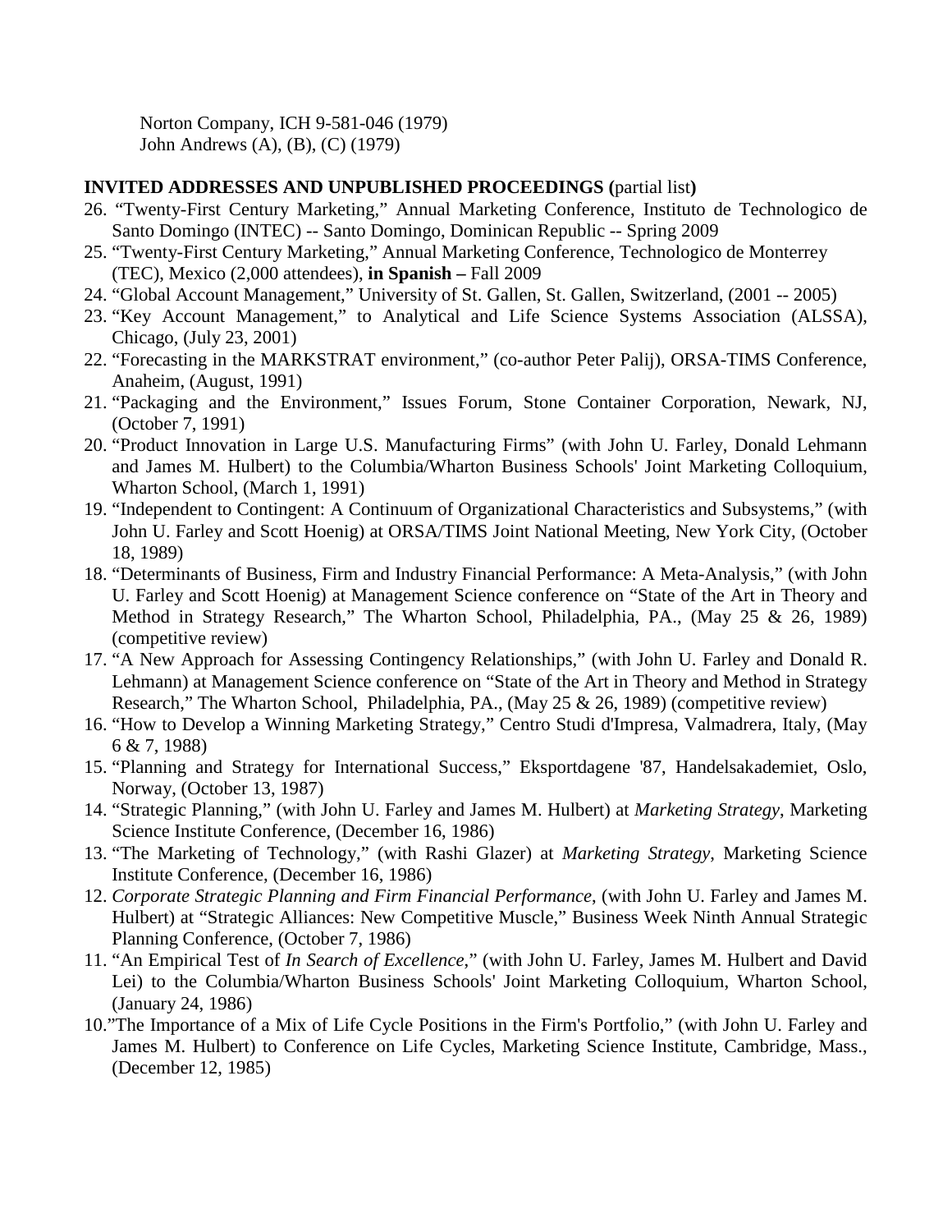Norton Company, ICH 9-581-046 (1979)
John Andrews (A), (B), (C) (1979)

**INVITED ADDRESSES AND UNPUBLISHED PROCEEDINGS (**partial list**)**

26. "Twenty-First Century Marketing," Annual Marketing Conference, Instituto de Technologico de Santo Domingo (INTEC) -- Santo Domingo, Dominican Republic -- Spring 2009
25. "Twenty-First Century Marketing," Annual Marketing Conference, Technologico de Monterrey (TEC), Mexico (2,000 attendees), **in Spanish –** Fall 2009
24. "Global Account Management," University of St. Gallen, St. Gallen, Switzerland, (2001 -- 2005)
23. "Key Account Management," to Analytical and Life Science Systems Association (ALSSA), Chicago, (July 23, 2001)
22. "Forecasting in the MARKSTRAT environment," (co-author Peter Palij), ORSA-TIMS Conference, Anaheim, (August, 1991)
21. "Packaging and the Environment," Issues Forum, Stone Container Corporation, Newark, NJ, (October 7, 1991)
20. "Product Innovation in Large U.S. Manufacturing Firms" (with John U. Farley, Donald Lehmann and James M. Hulbert) to the Columbia/Wharton Business Schools' Joint Marketing Colloquium, Wharton School, (March 1, 1991)
19. "Independent to Contingent: A Continuum of Organizational Characteristics and Subsystems," (with John U. Farley and Scott Hoenig) at ORSA/TIMS Joint National Meeting, New York City, (October 18, 1989)
18. "Determinants of Business, Firm and Industry Financial Performance: A Meta-Analysis," (with John U. Farley and Scott Hoenig) at Management Science conference on "State of the Art in Theory and Method in Strategy Research," The Wharton School, Philadelphia, PA., (May 25 & 26, 1989) (competitive review)
17. "A New Approach for Assessing Contingency Relationships," (with John U. Farley and Donald R. Lehmann) at Management Science conference on "State of the Art in Theory and Method in Strategy Research," The Wharton School, Philadelphia, PA., (May 25 & 26, 1989) (competitive review)
16. "How to Develop a Winning Marketing Strategy," Centro Studi d'Impresa, Valmadrera, Italy, (May 6 & 7, 1988)
15. "Planning and Strategy for International Success," Eksportdagene '87, Handelsakademiet, Oslo, Norway, (October 13, 1987)
14. "Strategic Planning," (with John U. Farley and James M. Hulbert) at *Marketing Strategy*, Marketing Science Institute Conference, (December 16, 1986)
13. "The Marketing of Technology," (with Rashi Glazer) at *Marketing Strategy*, Marketing Science Institute Conference, (December 16, 1986)
12. *Corporate Strategic Planning and Firm Financial Performance*, (with John U. Farley and James M. Hulbert) at "Strategic Alliances: New Competitive Muscle," Business Week Ninth Annual Strategic Planning Conference, (October 7, 1986)
11. "An Empirical Test of *In Search of Excellence*," (with John U. Farley, James M. Hulbert and David Lei) to the Columbia/Wharton Business Schools' Joint Marketing Colloquium, Wharton School, (January 24, 1986)
10. "The Importance of a Mix of Life Cycle Positions in the Firm's Portfolio," (with John U. Farley and James M. Hulbert) to Conference on Life Cycles, Marketing Science Institute, Cambridge, Mass., (December 12, 1985)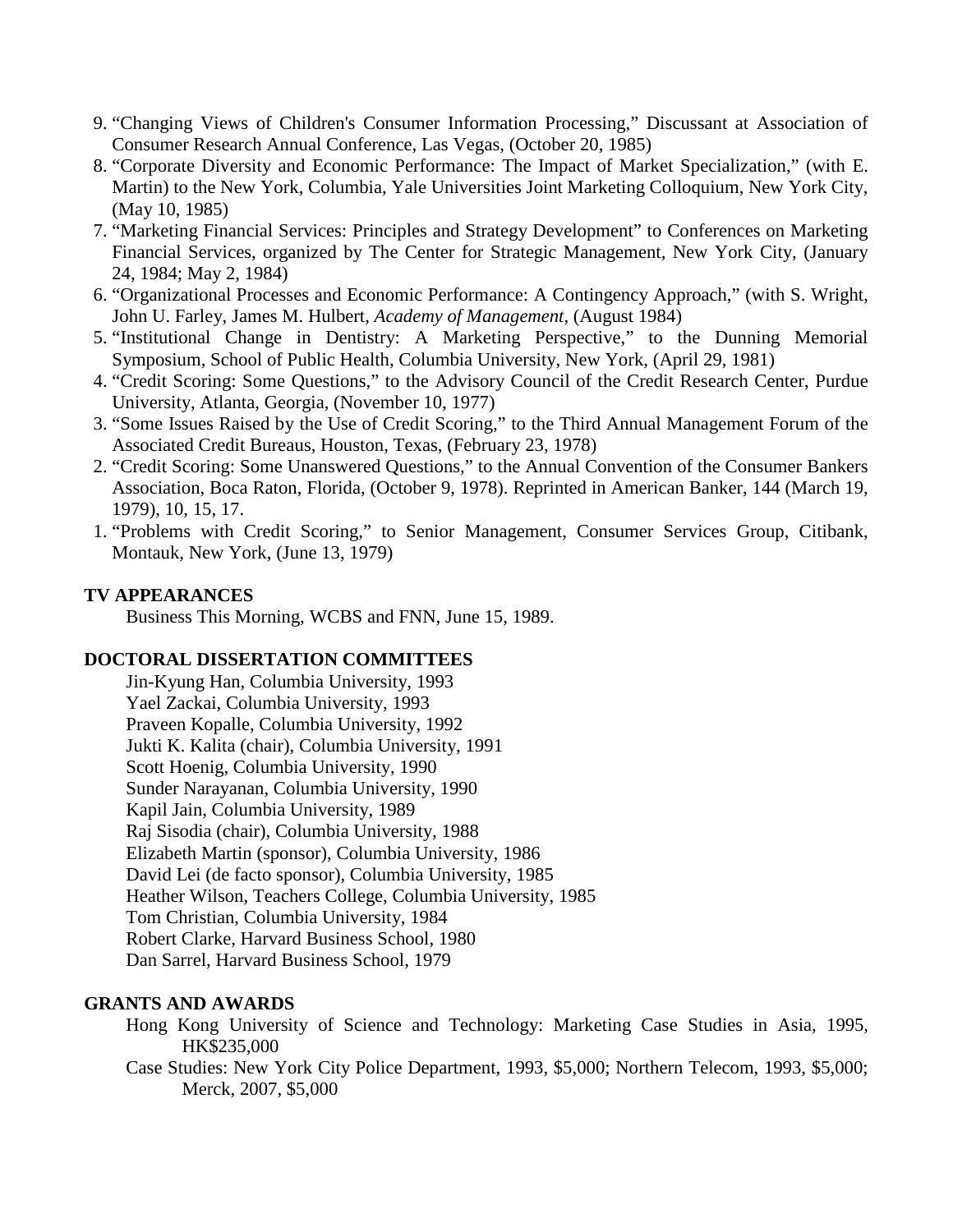9. "Changing Views of Children's Consumer Information Processing," Discussant at Association of Consumer Research Annual Conference, Las Vegas, (October 20, 1985)
8. "Corporate Diversity and Economic Performance: The Impact of Market Specialization," (with E. Martin) to the New York, Columbia, Yale Universities Joint Marketing Colloquium, New York City, (May 10, 1985)
7. "Marketing Financial Services: Principles and Strategy Development" to Conferences on Marketing Financial Services, organized by The Center for Strategic Management, New York City, (January 24, 1984; May 2, 1984)
6. "Organizational Processes and Economic Performance: A Contingency Approach," (with S. Wright, John U. Farley, James M. Hulbert, *Academy of Management*, (August 1984)
5. "Institutional Change in Dentistry: A Marketing Perspective," to the Dunning Memorial Symposium, School of Public Health, Columbia University, New York, (April 29, 1981)
4. "Credit Scoring: Some Questions," to the Advisory Council of the Credit Research Center, Purdue University, Atlanta, Georgia, (November 10, 1977)
3. "Some Issues Raised by the Use of Credit Scoring," to the Third Annual Management Forum of the Associated Credit Bureaus, Houston, Texas, (February 23, 1978)
2. "Credit Scoring: Some Unanswered Questions," to the Annual Convention of the Consumer Bankers Association, Boca Raton, Florida, (October 9, 1978). Reprinted in American Banker, 144 (March 19, 1979), 10, 15, 17.
1. "Problems with Credit Scoring," to Senior Management, Consumer Services Group, Citibank, Montauk, New York, (June 13, 1979)

## TV APPEARANCES

Business This Morning, WCBS and FNN, June 15, 1989.

## DOCTORAL DISSERTATION COMMITTEES

Jin-Kyung Han, Columbia University, 1993
Yael Zackai, Columbia University, 1993
Praveen Kopalle, Columbia University, 1992
Jukti K. Kalita (chair), Columbia University, 1991
Scott Hoenig, Columbia University, 1990
Sunder Narayanan, Columbia University, 1990
Kapil Jain, Columbia University, 1989
Raj Sisodia (chair), Columbia University, 1988
Elizabeth Martin (sponsor), Columbia University, 1986
David Lei (de facto sponsor), Columbia University, 1985
Heather Wilson, Teachers College, Columbia University, 1985
Tom Christian, Columbia University, 1984
Robert Clarke, Harvard Business School, 1980
Dan Sarrel, Harvard Business School, 1979

## GRANTS AND AWARDS

Hong Kong University of Science and Technology: Marketing Case Studies in Asia, 1995, HK$235,000

Case Studies: New York City Police Department, 1993, $5,000; Northern Telecom, 1993, $5,000; Merck, 2007, $5,000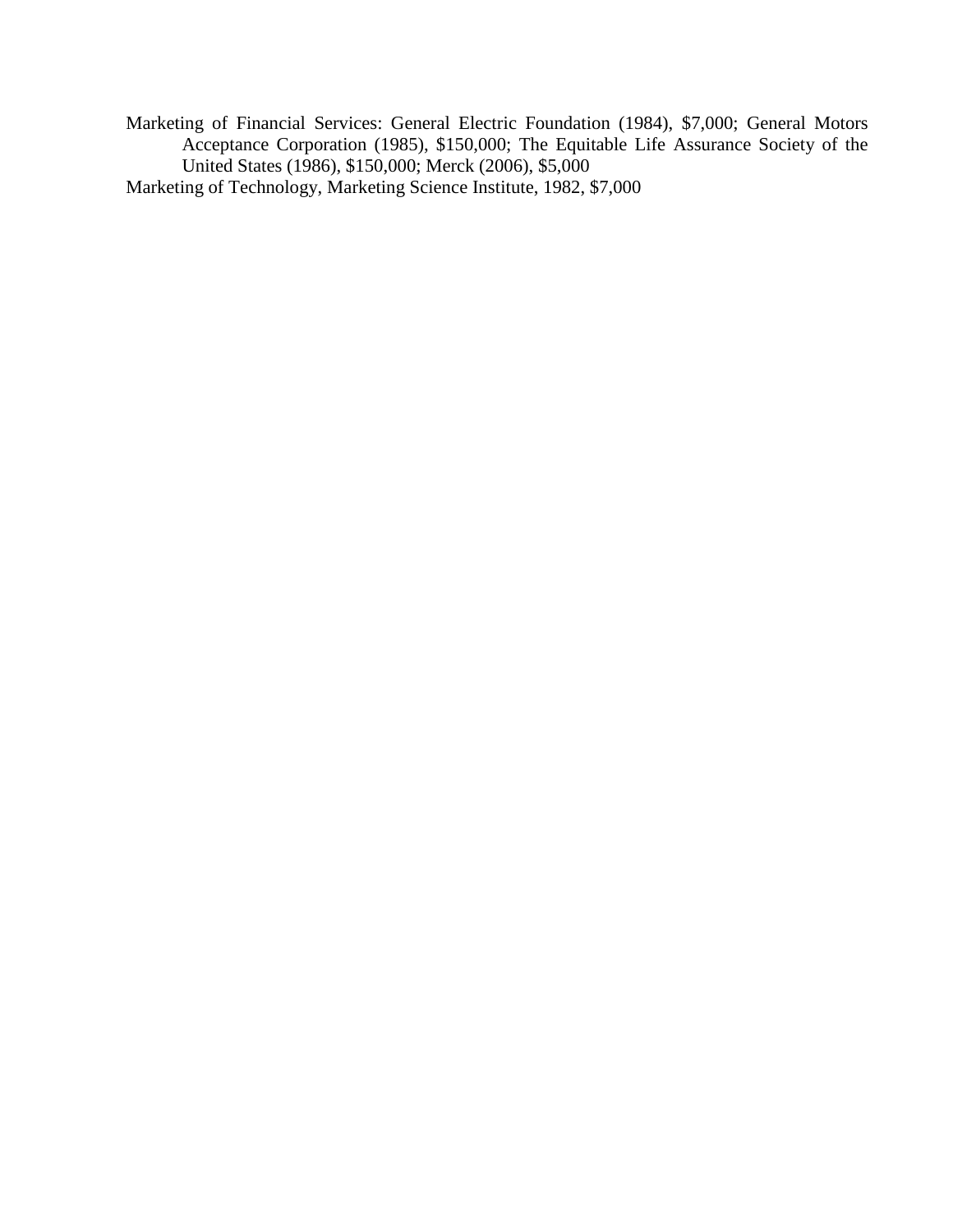Marketing of Financial Services: General Electric Foundation (1984), $7,000; General Motors Acceptance Corporation (1985), $150,000; The Equitable Life Assurance Society of the United States (1986), $150,000; Merck (2006), $5,000

Marketing of Technology, Marketing Science Institute, 1982, $7,000